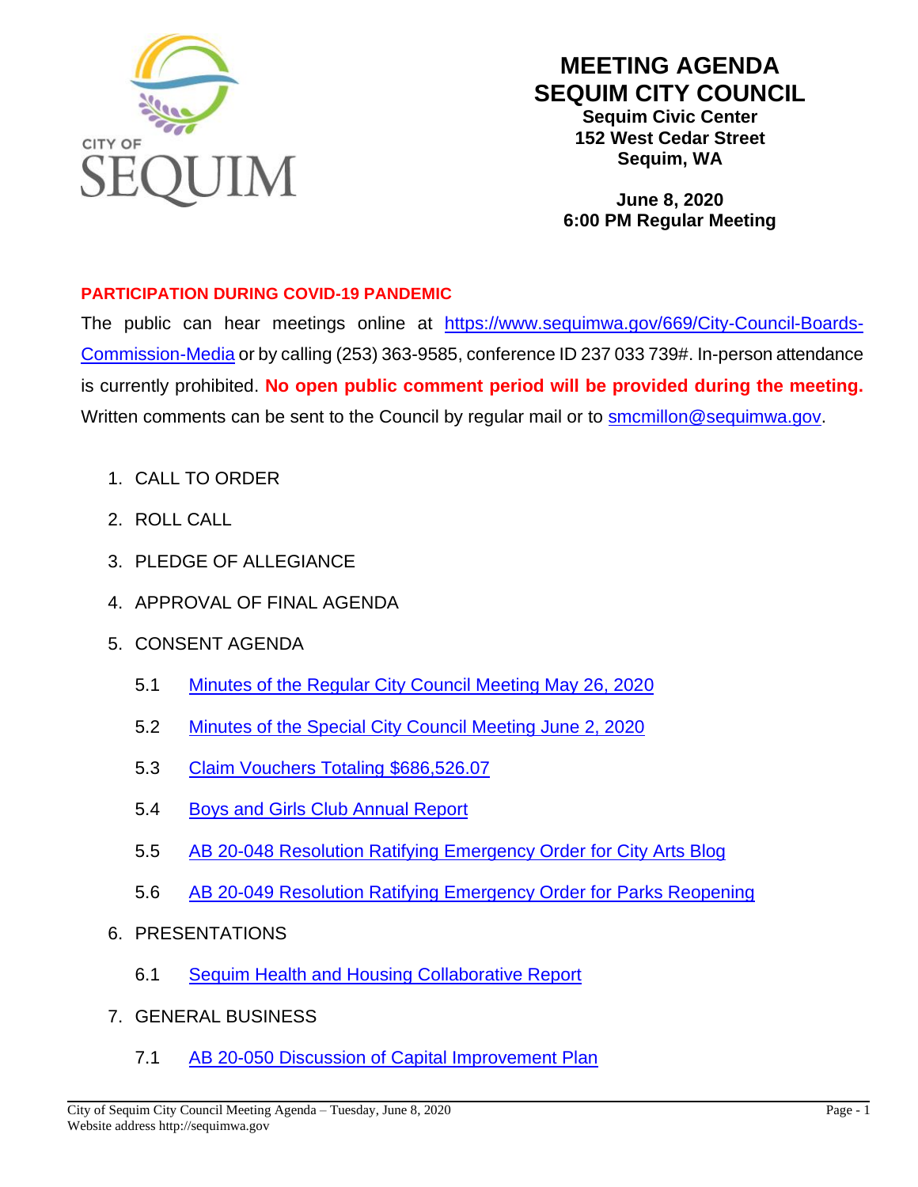CITY OF SEQUIM

# MEETING AGENDA
# SEQUIM CITY COUNCIL

**Sequim Civic Center**
**152 West Cedar Street**
**Sequim, WA**

**June 8, 2020**
**6:00 PM Regular Meeting**

**PARTICIPATION DURING COVID-19 PANDEMIC**

The public can hear meetings online at https://www.sequimwa.gov/669/City-Council-Boards-Commission-Media or by calling (253) 363-9585, conference ID 237 033 739#. In-person attendance is currently prohibited. **No open public comment period will be provided during the meeting.** Written comments can be sent to the Council by regular mail or to smcmillon@sequimwa.gov.

1. CALL TO ORDER
2. ROLL CALL
3. PLEDGE OF ALLEGIANCE
4. APPROVAL OF FINAL AGENDA
5. CONSENT AGENDA
   - 5.1 Minutes of the Regular City Council Meeting May 26, 2020
   - 5.2 Minutes of the Special City Council Meeting June 2, 2020
   - 5.3 Claim Vouchers Totaling $686,526.07
   - 5.4 Boys and Girls Club Annual Report
   - 5.5 AB 20-048 Resolution Ratifying Emergency Order for City Arts Blog
   - 5.6 AB 20-049 Resolution Ratifying Emergency Order for Parks Reopening
6. PRESENTATIONS
   - 6.1 Sequim Health and Housing Collaborative Report
7. GENERAL BUSINESS
   - 7.1 AB 20-050 Discussion of Capital Improvement Plan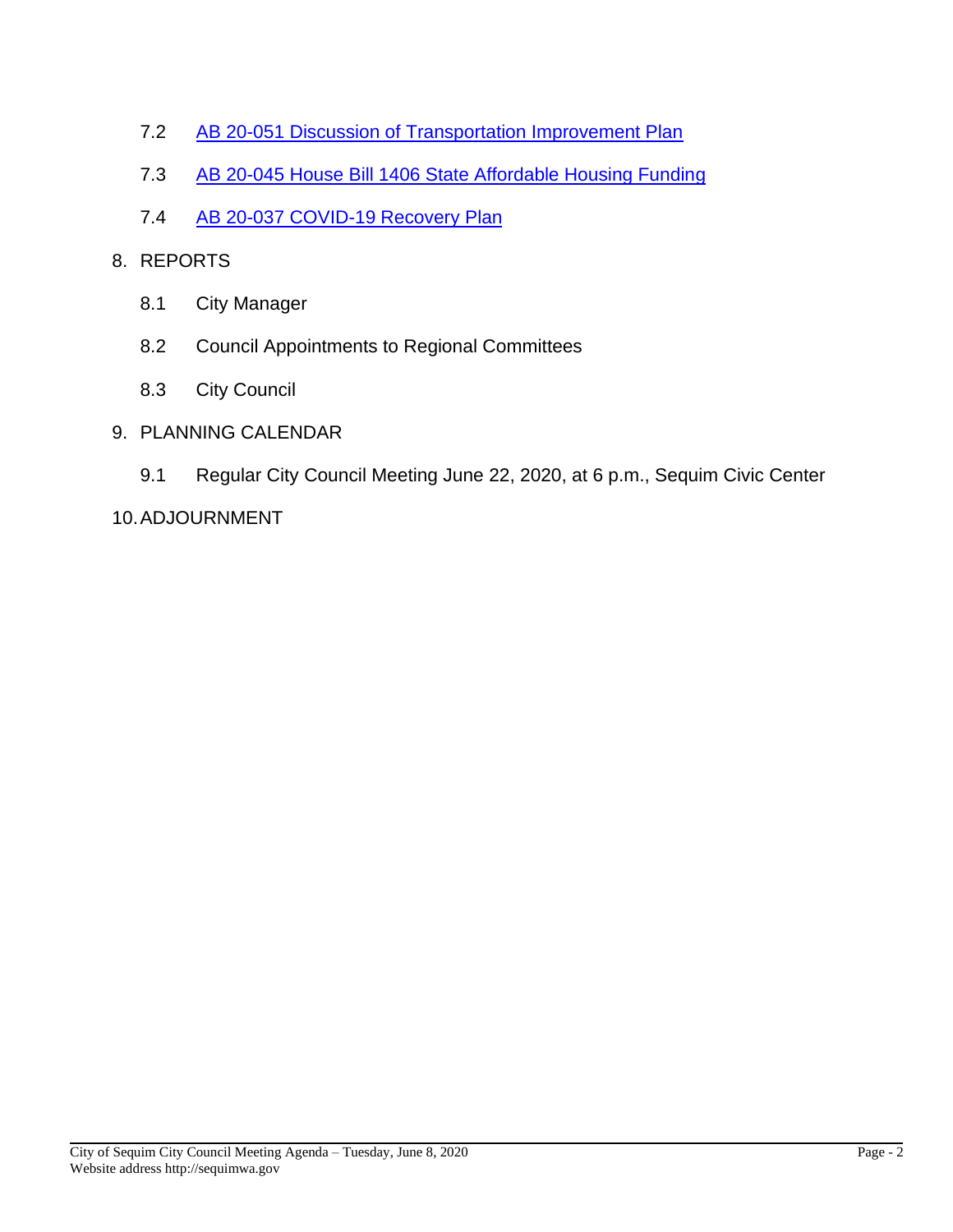7.2 AB 20-051 Discussion of Transportation Improvement Plan

7.3 AB 20-045 House Bill 1406 State Affordable Housing Funding

7.4 AB 20-037 COVID-19 Recovery Plan

8. REPORTS

   8.1 City Manager

   8.2 Council Appointments to Regional Committees

   8.3 City Council

9. PLANNING CALENDAR

   9.1 Regular City Council Meeting June 22, 2020, at 6 p.m., Sequim Civic Center

10. ADJOURNMENT